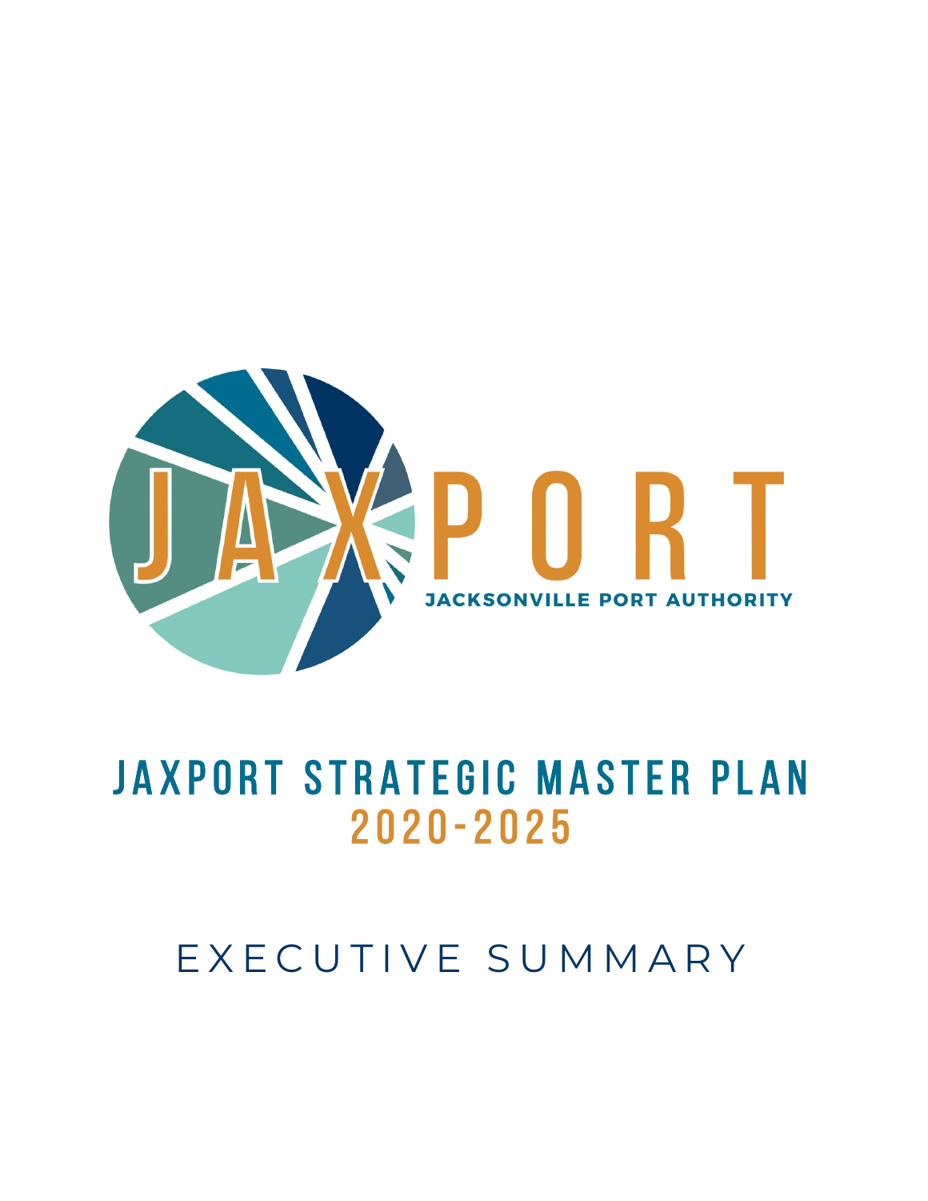JAXPORT

JACKSONVILLE PORT AUTHORITY

# JAXPORT STRATEGIC MASTER PLAN 2020-2025

## EXECUTIVE SUMMARY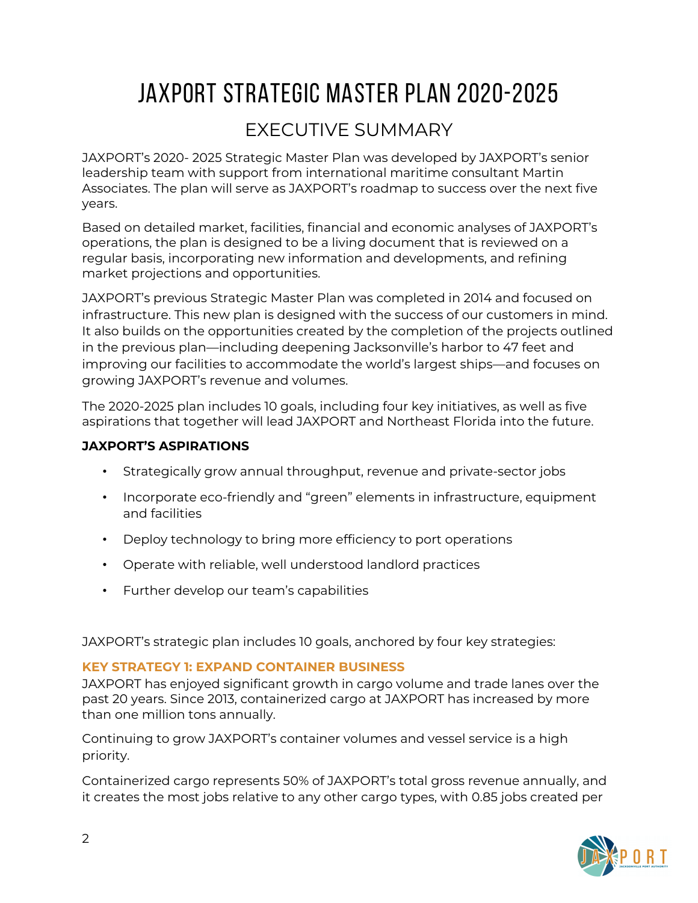# JAXPORT STRATEGIC MASTER PLAN 2020-2025

## EXECUTIVE SUMMARY

JAXPORT's 2020- 2025 Strategic Master Plan was developed by JAXPORT's senior leadership team with support from international maritime consultant Martin Associates. The plan will serve as JAXPORT's roadmap to success over the next five years.

Based on detailed market, facilities, financial and economic analyses of JAXPORT's operations, the plan is designed to be a living document that is reviewed on a regular basis, incorporating new information and developments, and refining market projections and opportunities.

JAXPORT's previous Strategic Master Plan was completed in 2014 and focused on infrastructure. This new plan is designed with the success of our customers in mind. It also builds on the opportunities created by the completion of the projects outlined in the previous plan—including deepening Jacksonville's harbor to 47 feet and improving our facilities to accommodate the world's largest ships—and focuses on growing JAXPORT's revenue and volumes.

The 2020-2025 plan includes 10 goals, including four key initiatives, as well as five aspirations that together will lead JAXPORT and Northeast Florida into the future.

**JAXPORT'S ASPIRATIONS**

- Strategically grow annual throughput, revenue and private-sector jobs
- Incorporate eco-friendly and "green" elements in infrastructure, equipment and facilities
- Deploy technology to bring more efficiency to port operations
- Operate with reliable, well understood landlord practices
- Further develop our team's capabilities

JAXPORT's strategic plan includes 10 goals, anchored by four key strategies:

**KEY STRATEGY 1: EXPAND CONTAINER BUSINESS**

JAXPORT has enjoyed significant growth in cargo volume and trade lanes over the past 20 years. Since 2013, containerized cargo at JAXPORT has increased by more than one million tons annually.

Continuing to grow JAXPORT's container volumes and vessel service is a high priority.

Containerized cargo represents 50% of JAXPORT's total gross revenue annually, and it creates the most jobs relative to any other cargo types, with 0.85 jobs created per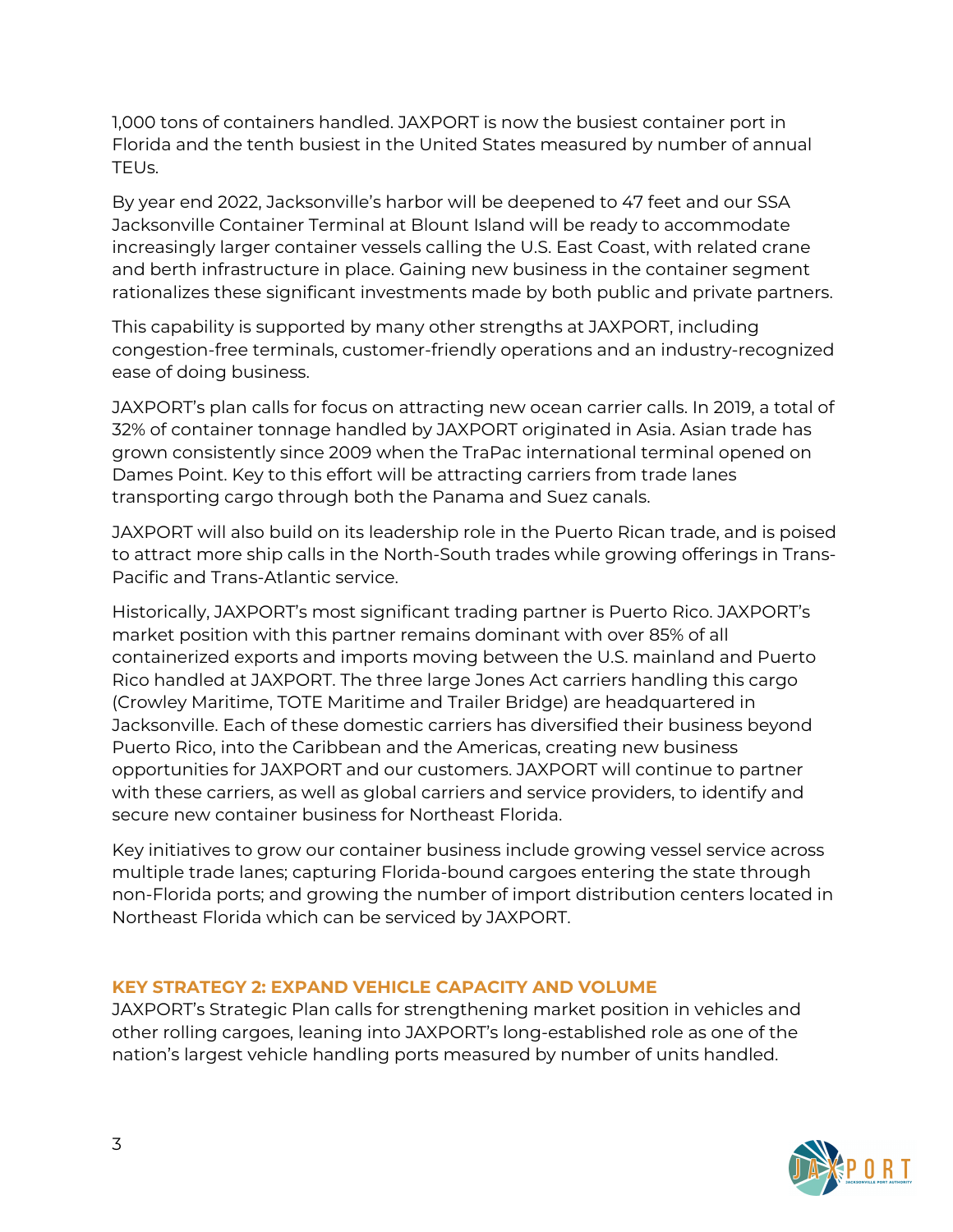1,000 tons of containers handled. JAXPORT is now the busiest container port in Florida and the tenth busiest in the United States measured by number of annual TEUs.

By year end 2022, Jacksonville's harbor will be deepened to 47 feet and our SSA Jacksonville Container Terminal at Blount Island will be ready to accommodate increasingly larger container vessels calling the U.S. East Coast, with related crane and berth infrastructure in place. Gaining new business in the container segment rationalizes these significant investments made by both public and private partners.

This capability is supported by many other strengths at JAXPORT, including congestion-free terminals, customer-friendly operations and an industry-recognized ease of doing business.

JAXPORT's plan calls for focus on attracting new ocean carrier calls. In 2019, a total of 32% of container tonnage handled by JAXPORT originated in Asia. Asian trade has grown consistently since 2009 when the TraPac international terminal opened on Dames Point. Key to this effort will be attracting carriers from trade lanes transporting cargo through both the Panama and Suez canals.

JAXPORT will also build on its leadership role in the Puerto Rican trade, and is poised to attract more ship calls in the North-South trades while growing offerings in Trans-Pacific and Trans-Atlantic service.

Historically, JAXPORT's most significant trading partner is Puerto Rico. JAXPORT's market position with this partner remains dominant with over 85% of all containerized exports and imports moving between the U.S. mainland and Puerto Rico handled at JAXPORT. The three large Jones Act carriers handling this cargo (Crowley Maritime, TOTE Maritime and Trailer Bridge) are headquartered in Jacksonville. Each of these domestic carriers has diversified their business beyond Puerto Rico, into the Caribbean and the Americas, creating new business opportunities for JAXPORT and our customers. JAXPORT will continue to partner with these carriers, as well as global carriers and service providers, to identify and secure new container business for Northeast Florida.

Key initiatives to grow our container business include growing vessel service across multiple trade lanes; capturing Florida-bound cargoes entering the state through non-Florida ports; and growing the number of import distribution centers located in Northeast Florida which can be serviced by JAXPORT.

### KEY STRATEGY 2: EXPAND VEHICLE CAPACITY AND VOLUME

JAXPORT's Strategic Plan calls for strengthening market position in vehicles and other rolling cargoes, leaning into JAXPORT's long-established role as one of the nation's largest vehicle handling ports measured by number of units handled.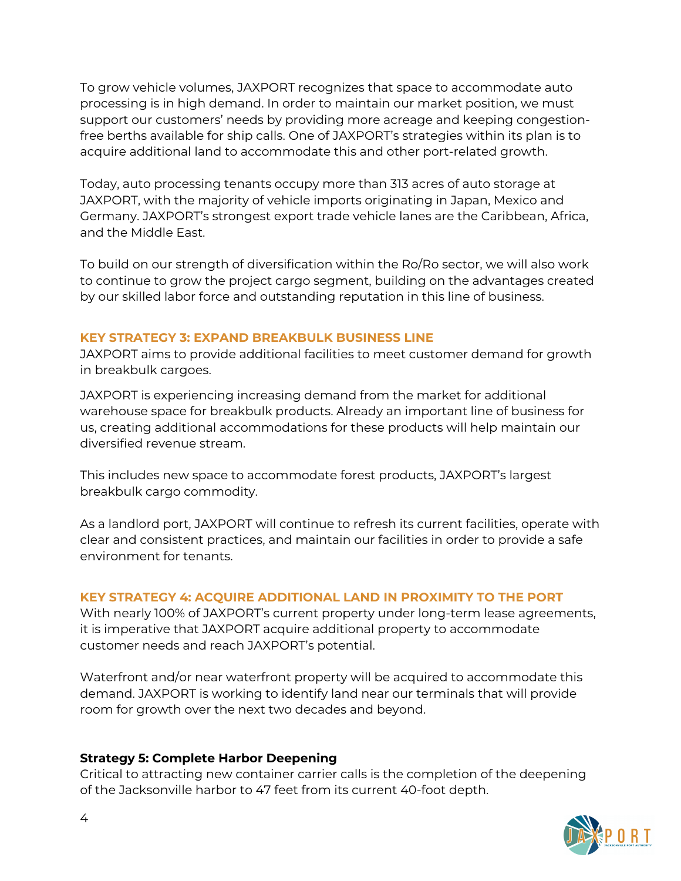To grow vehicle volumes, JAXPORT recognizes that space to accommodate auto processing is in high demand. In order to maintain our market position, we must support our customers' needs by providing more acreage and keeping congestion-free berths available for ship calls. One of JAXPORT's strategies within its plan is to acquire additional land to accommodate this and other port-related growth.

Today, auto processing tenants occupy more than 313 acres of auto storage at JAXPORT, with the majority of vehicle imports originating in Japan, Mexico and Germany. JAXPORT's strongest export trade vehicle lanes are the Caribbean, Africa, and the Middle East.

To build on our strength of diversification within the Ro/Ro sector, we will also work to continue to grow the project cargo segment, building on the advantages created by our skilled labor force and outstanding reputation in this line of business.

### KEY STRATEGY 3: EXPAND BREAKBULK BUSINESS LINE

JAXPORT aims to provide additional facilities to meet customer demand for growth in breakbulk cargoes.

JAXPORT is experiencing increasing demand from the market for additional warehouse space for breakbulk products. Already an important line of business for us, creating additional accommodations for these products will help maintain our diversified revenue stream.

This includes new space to accommodate forest products, JAXPORT's largest breakbulk cargo commodity.

As a landlord port, JAXPORT will continue to refresh its current facilities, operate with clear and consistent practices, and maintain our facilities in order to provide a safe environment for tenants.

### KEY STRATEGY 4: ACQUIRE ADDITIONAL LAND IN PROXIMITY TO THE PORT

With nearly 100% of JAXPORT's current property under long-term lease agreements, it is imperative that JAXPORT acquire additional property to accommodate customer needs and reach JAXPORT's potential.

Waterfront and/or near waterfront property will be acquired to accommodate this demand. JAXPORT is working to identify land near our terminals that will provide room for growth over the next two decades and beyond.

### Strategy 5: Complete Harbor Deepening

Critical to attracting new container carrier calls is the completion of the deepening of the Jacksonville harbor to 47 feet from its current 40-foot depth.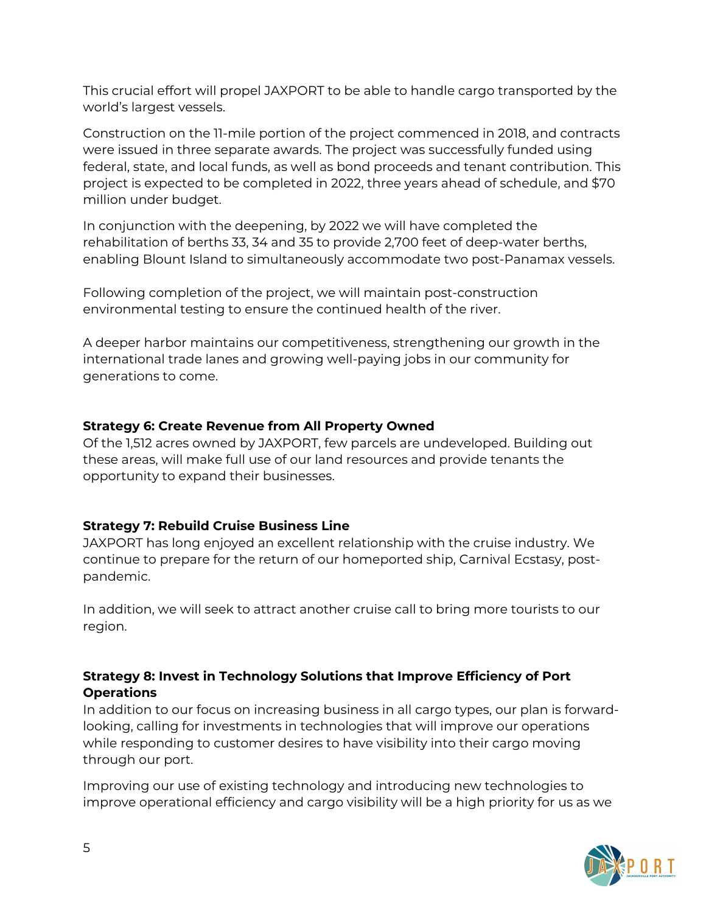This crucial effort will propel JAXPORT to be able to handle cargo transported by the world's largest vessels.

Construction on the 11-mile portion of the project commenced in 2018, and contracts were issued in three separate awards. The project was successfully funded using federal, state, and local funds, as well as bond proceeds and tenant contribution. This project is expected to be completed in 2022, three years ahead of schedule, and $70 million under budget.

In conjunction with the deepening, by 2022 we will have completed the rehabilitation of berths 33, 34 and 35 to provide 2,700 feet of deep-water berths, enabling Blount Island to simultaneously accommodate two post-Panamax vessels.

Following completion of the project, we will maintain post-construction environmental testing to ensure the continued health of the river.

A deeper harbor maintains our competitiveness, strengthening our growth in the international trade lanes and growing well-paying jobs in our community for generations to come.

**Strategy 6: Create Revenue from All Property Owned**

Of the 1,512 acres owned by JAXPORT, few parcels are undeveloped. Building out these areas, will make full use of our land resources and provide tenants the opportunity to expand their businesses.

**Strategy 7: Rebuild Cruise Business Line**

JAXPORT has long enjoyed an excellent relationship with the cruise industry. We continue to prepare for the return of our homeported ship, Carnival Ecstasy, post-pandemic.

In addition, we will seek to attract another cruise call to bring more tourists to our region.

**Strategy 8: Invest in Technology Solutions that Improve Efficiency of Port Operations**

In addition to our focus on increasing business in all cargo types, our plan is forward-looking, calling for investments in technologies that will improve our operations while responding to customer desires to have visibility into their cargo moving through our port.

Improving our use of existing technology and introducing new technologies to improve operational efficiency and cargo visibility will be a high priority for us as we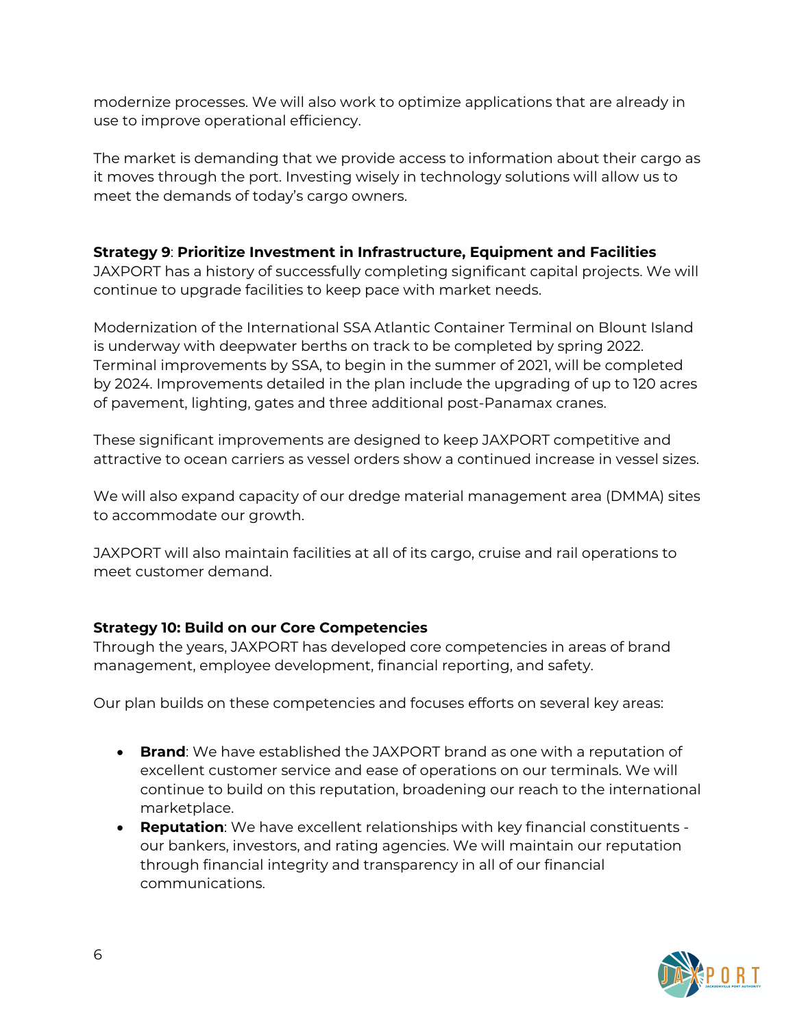modernize processes. We will also work to optimize applications that are already in use to improve operational efficiency.

The market is demanding that we provide access to information about their cargo as it moves through the port. Investing wisely in technology solutions will allow us to meet the demands of today's cargo owners.

**Strategy 9**: **Prioritize Investment in Infrastructure, Equipment and Facilities**
JAXPORT has a history of successfully completing significant capital projects. We will continue to upgrade facilities to keep pace with market needs.

Modernization of the International SSA Atlantic Container Terminal on Blount Island is underway with deepwater berths on track to be completed by spring 2022. Terminal improvements by SSA, to begin in the summer of 2021, will be completed by 2024. Improvements detailed in the plan include the upgrading of up to 120 acres of pavement, lighting, gates and three additional post-Panamax cranes.

These significant improvements are designed to keep JAXPORT competitive and attractive to ocean carriers as vessel orders show a continued increase in vessel sizes.

We will also expand capacity of our dredge material management area (DMMA) sites to accommodate our growth.

JAXPORT will also maintain facilities at all of its cargo, cruise and rail operations to meet customer demand.

**Strategy 10: Build on our Core Competencies**
Through the years, JAXPORT has developed core competencies in areas of brand management, employee development, financial reporting, and safety.

Our plan builds on these competencies and focuses efforts on several key areas:

- **Brand**: We have established the JAXPORT brand as one with a reputation of excellent customer service and ease of operations on our terminals. We will continue to build on this reputation, broadening our reach to the international marketplace.
- **Reputation**: We have excellent relationships with key financial constituents - our bankers, investors, and rating agencies. We will maintain our reputation through financial integrity and transparency in all of our financial communications.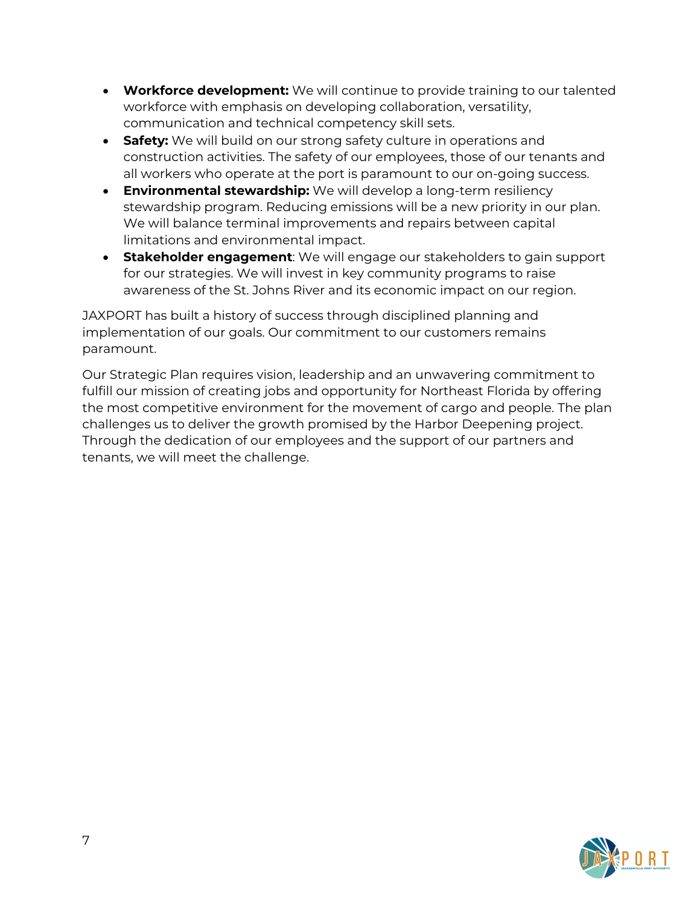- **Workforce development:** We will continue to provide training to our talented workforce with emphasis on developing collaboration, versatility, communication and technical competency skill sets.
- **Safety:** We will build on our strong safety culture in operations and construction activities. The safety of our employees, those of our tenants and all workers who operate at the port is paramount to our on-going success.
- **Environmental stewardship:** We will develop a long-term resiliency stewardship program. Reducing emissions will be a new priority in our plan. We will balance terminal improvements and repairs between capital limitations and environmental impact.
- **Stakeholder engagement**: We will engage our stakeholders to gain support for our strategies. We will invest in key community programs to raise awareness of the St. Johns River and its economic impact on our region.

JAXPORT has built a history of success through disciplined planning and implementation of our goals. Our commitment to our customers remains paramount.

Our Strategic Plan requires vision, leadership and an unwavering commitment to fulfill our mission of creating jobs and opportunity for Northeast Florida by offering the most competitive environment for the movement of cargo and people. The plan challenges us to deliver the growth promised by the Harbor Deepening project. Through the dedication of our employees and the support of our partners and tenants, we will meet the challenge.